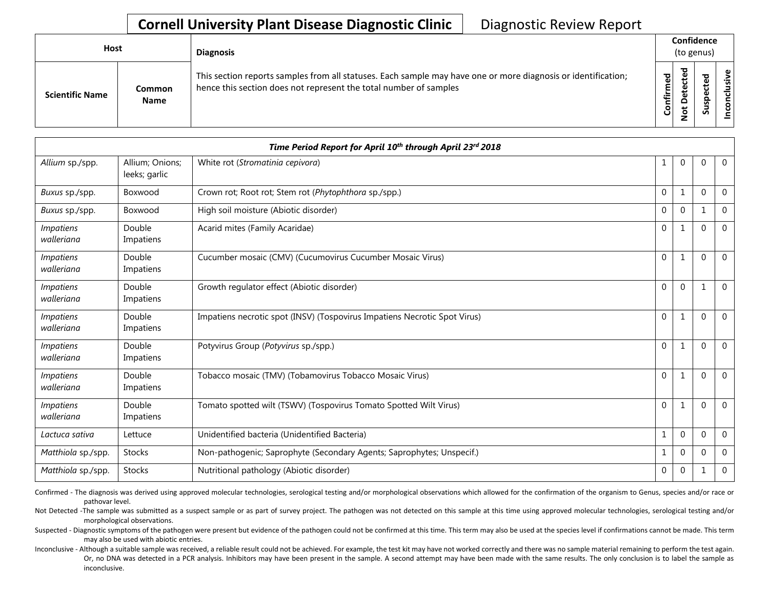# Cornell University Plant Disease Diagnostic Clinic

Diagnostic Review Report

| Host | | Diagnosis | Confidence (to genus) | | | |
|---|---|---|---|---|---|---|
| Scientific Name | Common Name | This section reports samples from all statuses. Each sample may have one or more diagnosis or identification; hence this section does not represent the total number of samples | Confirmed | Not Detected | Suspected | Inconclusive |
| ***Time Period Report for April 10th through April 23rd 2018*** | | | | | | |
| *Allium* sp./spp. | Allium; Onions; leeks; garlic | White rot (*Stromatinia cepivora*) | 1 | 0 | 0 | 0 |
| *Buxus* sp./spp. | Boxwood | Crown rot; Root rot; Stem rot (*Phytophthora* sp./spp.) | 0 | 1 | 0 | 0 |
| *Buxus* sp./spp. | Boxwood | High soil moisture (Abiotic disorder) | 0 | 0 | 1 | 0 |
| *Impatiens walleriana* | Double Impatiens | Acarid mites (Family Acaridae) | 0 | 1 | 0 | 0 |
| *Impatiens walleriana* | Double Impatiens | Cucumber mosaic (CMV) (Cucumovirus Cucumber Mosaic Virus) | 0 | 1 | 0 | 0 |
| *Impatiens walleriana* | Double Impatiens | Growth regulator effect (Abiotic disorder) | 0 | 0 | 1 | 0 |
| *Impatiens walleriana* | Double Impatiens | Impatiens necrotic spot (INSV) (Tospovirus Impatiens Necrotic Spot Virus) | 0 | 1 | 0 | 0 |
| *Impatiens walleriana* | Double Impatiens | Potyvirus Group (*Potyvirus* sp./spp.) | 0 | 1 | 0 | 0 |
| *Impatiens walleriana* | Double Impatiens | Tobacco mosaic (TMV) (Tobamovirus Tobacco Mosaic Virus) | 0 | 1 | 0 | 0 |
| *Impatiens walleriana* | Double Impatiens | Tomato spotted wilt (TSWV) (Tospovirus Tomato Spotted Wilt Virus) | 0 | 1 | 0 | 0 |
| *Lactuca sativa* | Lettuce | Unidentified bacteria (Unidentified Bacteria) | 1 | 0 | 0 | 0 |
| *Matthiola* sp./spp. | Stocks | Non-pathogenic; Saprophyte (Secondary Agents; Saprophytes; Unspecif.) | 1 | 0 | 0 | 0 |
| *Matthiola* sp./spp. | Stocks | Nutritional pathology (Abiotic disorder) | 0 | 0 | 1 | 0 |

Confirmed - The diagnosis was derived using approved molecular technologies, serological testing and/or morphological observations which allowed for the confirmation of the organism to Genus, species and/or race or pathovar level.

Not Detected -The sample was submitted as a suspect sample or as part of survey project. The pathogen was not detected on this sample at this time using approved molecular technologies, serological testing and/or morphological observations.

Suspected - Diagnostic symptoms of the pathogen were present but evidence of the pathogen could not be confirmed at this time. This term may also be used at the species level if confirmations cannot be made. This term may also be used with abiotic entries.

Inconclusive - Although a suitable sample was received, a reliable result could not be achieved. For example, the test kit may have not worked correctly and there was no sample material remaining to perform the test again. Or, no DNA was detected in a PCR analysis. Inhibitors may have been present in the sample. A second attempt may have been made with the same results. The only conclusion is to label the sample as inconclusive.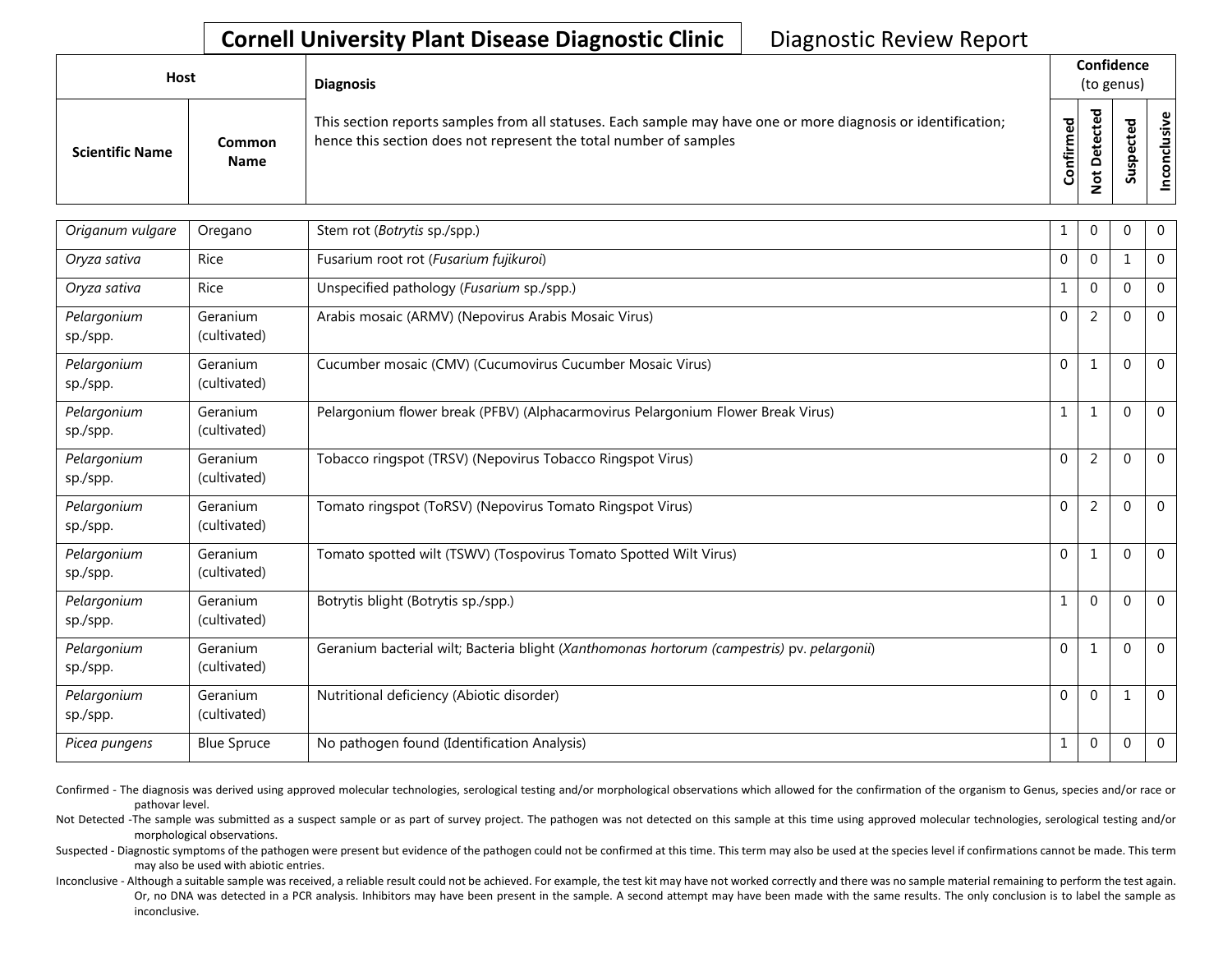**Cornell University Plant Disease Diagnostic Clinic** Diagnostic Review Report

| Host | | Diagnosis | Confidence (to genus) | | | |
|---|---|---|---|---|---|---|
| Scientific Name | Common Name | This section reports samples from all statuses. Each sample may have one or more diagnosis or identification; hence this section does not represent the total number of samples | Confirmed | Not Detected | Suspected | Inconclusive |
| *Origanum vulgare* | Oregano | Stem rot (*Botrytis* sp./spp.) | 1 | 0 | 0 | 0 |
| *Oryza sativa* | Rice | Fusarium root rot (*Fusarium fujikuroi*) | 0 | 0 | 1 | 0 |
| *Oryza sativa* | Rice | Unspecified pathology (*Fusarium* sp./spp.) | 1 | 0 | 0 | 0 |
| *Pelargonium* sp./spp. | Geranium (cultivated) | Arabis mosaic (ARMV) (Nepovirus Arabis Mosaic Virus) | 0 | 2 | 0 | 0 |
| *Pelargonium* sp./spp. | Geranium (cultivated) | Cucumber mosaic (CMV) (Cucumovirus Cucumber Mosaic Virus) | 0 | 1 | 0 | 0 |
| *Pelargonium* sp./spp. | Geranium (cultivated) | Pelargonium flower break (PFBV) (Alphacarmovirus Pelargonium Flower Break Virus) | 1 | 1 | 0 | 0 |
| *Pelargonium* sp./spp. | Geranium (cultivated) | Tobacco ringspot (TRSV) (Nepovirus Tobacco Ringspot Virus) | 0 | 2 | 0 | 0 |
| *Pelargonium* sp./spp. | Geranium (cultivated) | Tomato ringspot (ToRSV) (Nepovirus Tomato Ringspot Virus) | 0 | 2 | 0 | 0 |
| *Pelargonium* sp./spp. | Geranium (cultivated) | Tomato spotted wilt (TSWV) (Tospovirus Tomato Spotted Wilt Virus) | 0 | 1 | 0 | 0 |
| *Pelargonium* sp./spp. | Geranium (cultivated) | Botrytis blight (Botrytis sp./spp.) | 1 | 0 | 0 | 0 |
| *Pelargonium* sp./spp. | Geranium (cultivated) | Geranium bacterial wilt; Bacteria blight (*Xanthomonas hortorum (campestris)* pv. *pelargonii*) | 0 | 1 | 0 | 0 |
| *Pelargonium* sp./spp. | Geranium (cultivated) | Nutritional deficiency (Abiotic disorder) | 0 | 0 | 1 | 0 |
| *Picea pungens* | Blue Spruce | No pathogen found (Identification Analysis) | 1 | 0 | 0 | 0 |

Confirmed - The diagnosis was derived using approved molecular technologies, serological testing and/or morphological observations which allowed for the confirmation of the organism to Genus, species and/or race or pathovar level.

Not Detected -The sample was submitted as a suspect sample or as part of survey project. The pathogen was not detected on this sample at this time using approved molecular technologies, serological testing and/or morphological observations.

Suspected - Diagnostic symptoms of the pathogen were present but evidence of the pathogen could not be confirmed at this time. This term may also be used at the species level if confirmations cannot be made. This term may also be used with abiotic entries.

Inconclusive - Although a suitable sample was received, a reliable result could not be achieved. For example, the test kit may have not worked correctly and there was no sample material remaining to perform the test again. Or, no DNA was detected in a PCR analysis. Inhibitors may have been present in the sample. A second attempt may have been made with the same results. The only conclusion is to label the sample as inconclusive.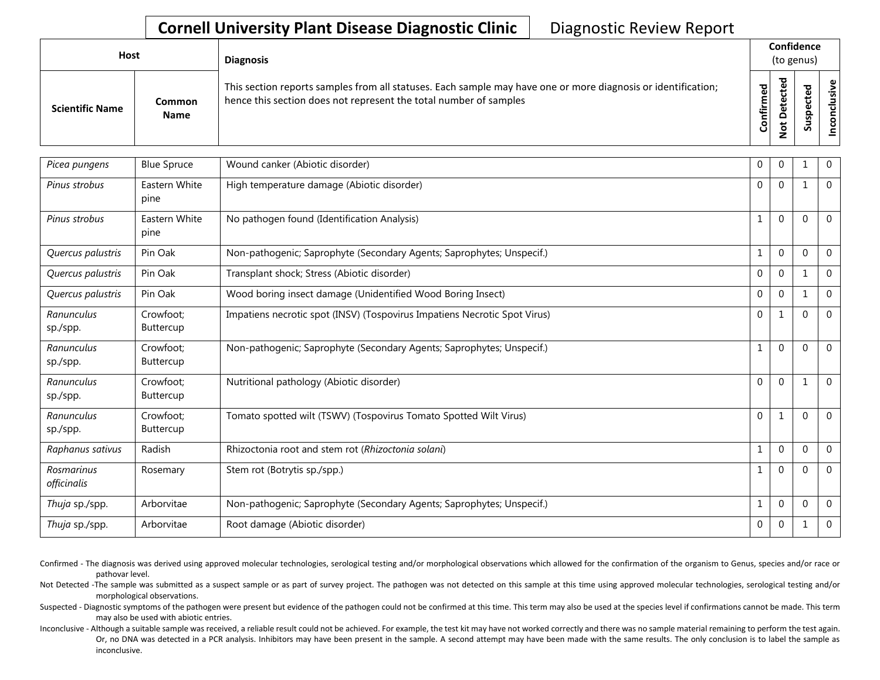# Cornell University Plant Disease Diagnostic Clinic

Diagnostic Review Report

| Host | | Diagnosis | Confidence (to genus) | | | |
|---|---|---|---|---|---|---|
| Scientific Name | Common Name | This section reports samples from all statuses. Each sample may have one or more diagnosis or identification; hence this section does not represent the total number of samples | Confirmed | Not Detected | Suspected | Inconclusive |
| *Picea pungens* | Blue Spruce | Wound canker (Abiotic disorder) | 0 | 0 | 1 | 0 |
| *Pinus strobus* | Eastern White pine | High temperature damage (Abiotic disorder) | 0 | 0 | 1 | 0 |
| *Pinus strobus* | Eastern White pine | No pathogen found (Identification Analysis) | 1 | 0 | 0 | 0 |
| *Quercus palustris* | Pin Oak | Non-pathogenic; Saprophyte (Secondary Agents; Saprophytes; Unspecif.) | 1 | 0 | 0 | 0 |
| *Quercus palustris* | Pin Oak | Transplant shock; Stress (Abiotic disorder) | 0 | 0 | 1 | 0 |
| *Quercus palustris* | Pin Oak | Wood boring insect damage (Unidentified Wood Boring Insect) | 0 | 0 | 1 | 0 |
| *Ranunculus* sp./spp. | Crowfoot; Buttercup | Impatiens necrotic spot (INSV) (Tospovirus Impatiens Necrotic Spot Virus) | 0 | 1 | 0 | 0 |
| *Ranunculus* sp./spp. | Crowfoot; Buttercup | Non-pathogenic; Saprophyte (Secondary Agents; Saprophytes; Unspecif.) | 1 | 0 | 0 | 0 |
| *Ranunculus* sp./spp. | Crowfoot; Buttercup | Nutritional pathology (Abiotic disorder) | 0 | 0 | 1 | 0 |
| *Ranunculus* sp./spp. | Crowfoot; Buttercup | Tomato spotted wilt (TSWV) (Tospovirus Tomato Spotted Wilt Virus) | 0 | 1 | 0 | 0 |
| *Raphanus sativus* | Radish | Rhizoctonia root and stem rot (*Rhizoctonia solani*) | 1 | 0 | 0 | 0 |
| *Rosmarinus officinalis* | Rosemary | Stem rot (Botrytis sp./spp.) | 1 | 0 | 0 | 0 |
| *Thuja* sp./spp. | Arborvitae | Non-pathogenic; Saprophyte (Secondary Agents; Saprophytes; Unspecif.) | 1 | 0 | 0 | 0 |
| *Thuja* sp./spp. | Arborvitae | Root damage (Abiotic disorder) | 0 | 0 | 1 | 0 |

Confirmed - The diagnosis was derived using approved molecular technologies, serological testing and/or morphological observations which allowed for the confirmation of the organism to Genus, species and/or race or pathovar level.

Not Detected -The sample was submitted as a suspect sample or as part of survey project. The pathogen was not detected on this sample at this time using approved molecular technologies, serological testing and/or morphological observations.

Suspected - Diagnostic symptoms of the pathogen were present but evidence of the pathogen could not be confirmed at this time. This term may also be used at the species level if confirmations cannot be made. This term may also be used with abiotic entries.

Inconclusive - Although a suitable sample was received, a reliable result could not be achieved. For example, the test kit may have not worked correctly and there was no sample material remaining to perform the test again. Or, no DNA was detected in a PCR analysis. Inhibitors may have been present in the sample. A second attempt may have been made with the same results. The only conclusion is to label the sample as inconclusive.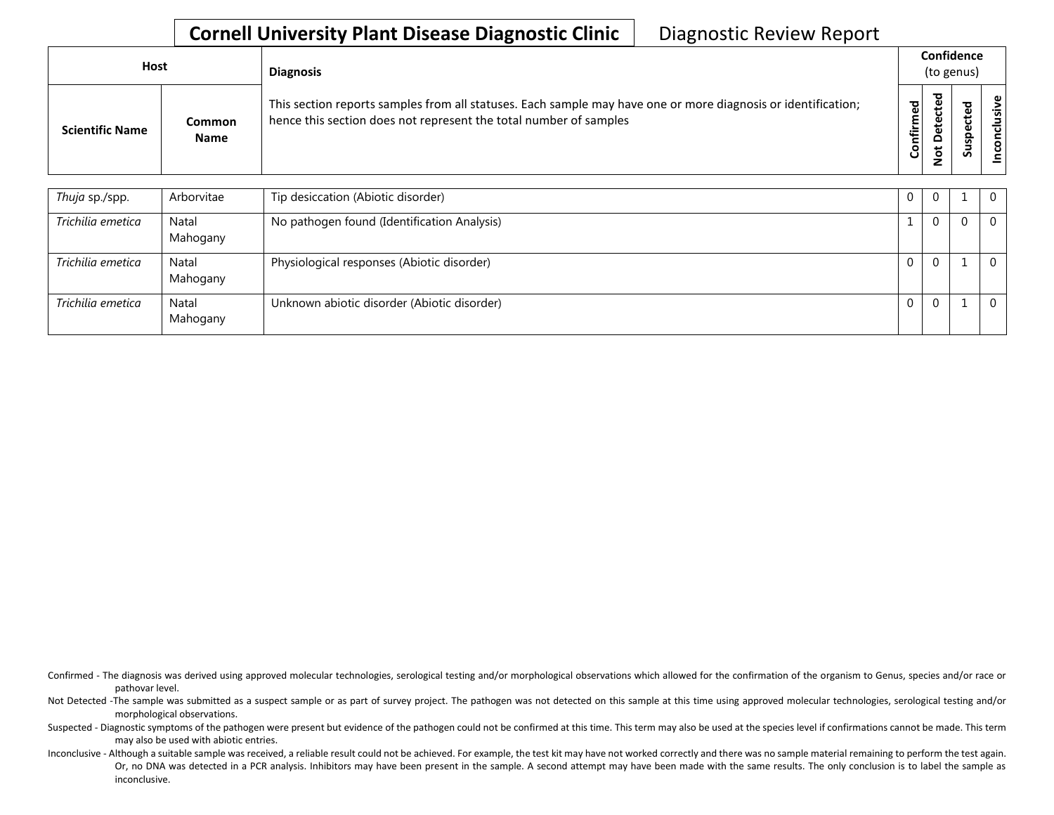**Cornell University Plant Disease Diagnostic Clinic** Diagnostic Review Report

| Host | | Diagnosis | Confidence (to genus) | | | |
|---|---|---|---|---|---|---|
| Scientific Name | Common Name | This section reports samples from all statuses. Each sample may have one or more diagnosis or identification; hence this section does not represent the total number of samples | Confirmed | Not Detected | Suspected | Inconclusive |
| *Thuja* sp./spp. | Arborvitae | Tip desiccation (Abiotic disorder) | 0 | 0 | 1 | 0 |
| *Trichilia emetica* | Natal Mahogany | No pathogen found (Identification Analysis) | 1 | 0 | 0 | 0 |
| *Trichilia emetica* | Natal Mahogany | Physiological responses (Abiotic disorder) | 0 | 0 | 1 | 0 |
| *Trichilia emetica* | Natal Mahogany | Unknown abiotic disorder (Abiotic disorder) | 0 | 0 | 1 | 0 |

Confirmed - The diagnosis was derived using approved molecular technologies, serological testing and/or morphological observations which allowed for the confirmation of the organism to Genus, species and/or race or pathovar level.

Not Detected -The sample was submitted as a suspect sample or as part of survey project. The pathogen was not detected on this sample at this time using approved molecular technologies, serological testing and/or morphological observations.

Suspected - Diagnostic symptoms of the pathogen were present but evidence of the pathogen could not be confirmed at this time. This term may also be used at the species level if confirmations cannot be made. This term may also be used with abiotic entries.

Inconclusive - Although a suitable sample was received, a reliable result could not be achieved. For example, the test kit may have not worked correctly and there was no sample material remaining to perform the test again. Or, no DNA was detected in a PCR analysis. Inhibitors may have been present in the sample. A second attempt may have been made with the same results. The only conclusion is to label the sample as inconclusive.